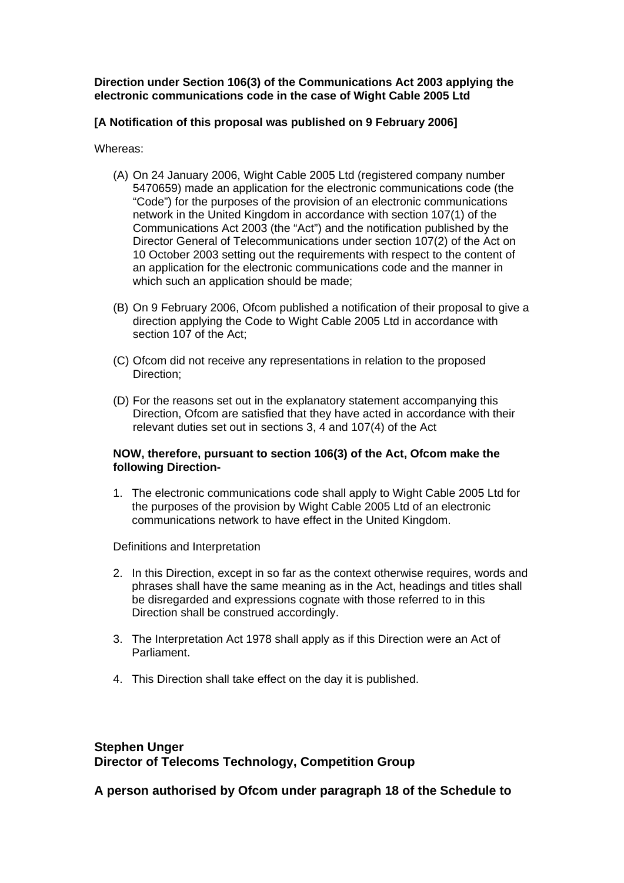**Direction under Section 106(3) of the Communications Act 2003 applying the electronic communications code in the case of Wight Cable 2005 Ltd**

**[A Notification of this proposal was published on 9 February 2006]**

Whereas:

(A) On 24 January 2006, Wight Cable 2005 Ltd (registered company number 5470659) made an application for the electronic communications code (the "Code") for the purposes of the provision of an electronic communications network in the United Kingdom in accordance with section 107(1) of the Communications Act 2003 (the "Act") and the notification published by the Director General of Telecommunications under section 107(2) of the Act on 10 October 2003 setting out the requirements with respect to the content of an application for the electronic communications code and the manner in which such an application should be made;

(B) On 9 February 2006, Ofcom published a notification of their proposal to give a direction applying the Code to Wight Cable 2005 Ltd in accordance with section 107 of the Act;

(C) Ofcom did not receive any representations in relation to the proposed Direction;

(D) For the reasons set out in the explanatory statement accompanying this Direction, Ofcom are satisfied that they have acted in accordance with their relevant duties set out in sections 3, 4 and 107(4) of the Act

**NOW, therefore, pursuant to section 106(3) of the Act, Ofcom make the following Direction-**

1. The electronic communications code shall apply to Wight Cable 2005 Ltd for the purposes of the provision by Wight Cable 2005 Ltd of an electronic communications network to have effect in the United Kingdom.

Definitions and Interpretation

2. In this Direction, except in so far as the context otherwise requires, words and phrases shall have the same meaning as in the Act, headings and titles shall be disregarded and expressions cognate with those referred to in this Direction shall be construed accordingly.

3. The Interpretation Act 1978 shall apply as if this Direction were an Act of Parliament.

4. This Direction shall take effect on the day it is published.

**Stephen Unger**
**Director of Telecoms Technology, Competition Group**

**A person authorised by Ofcom under paragraph 18 of the Schedule to**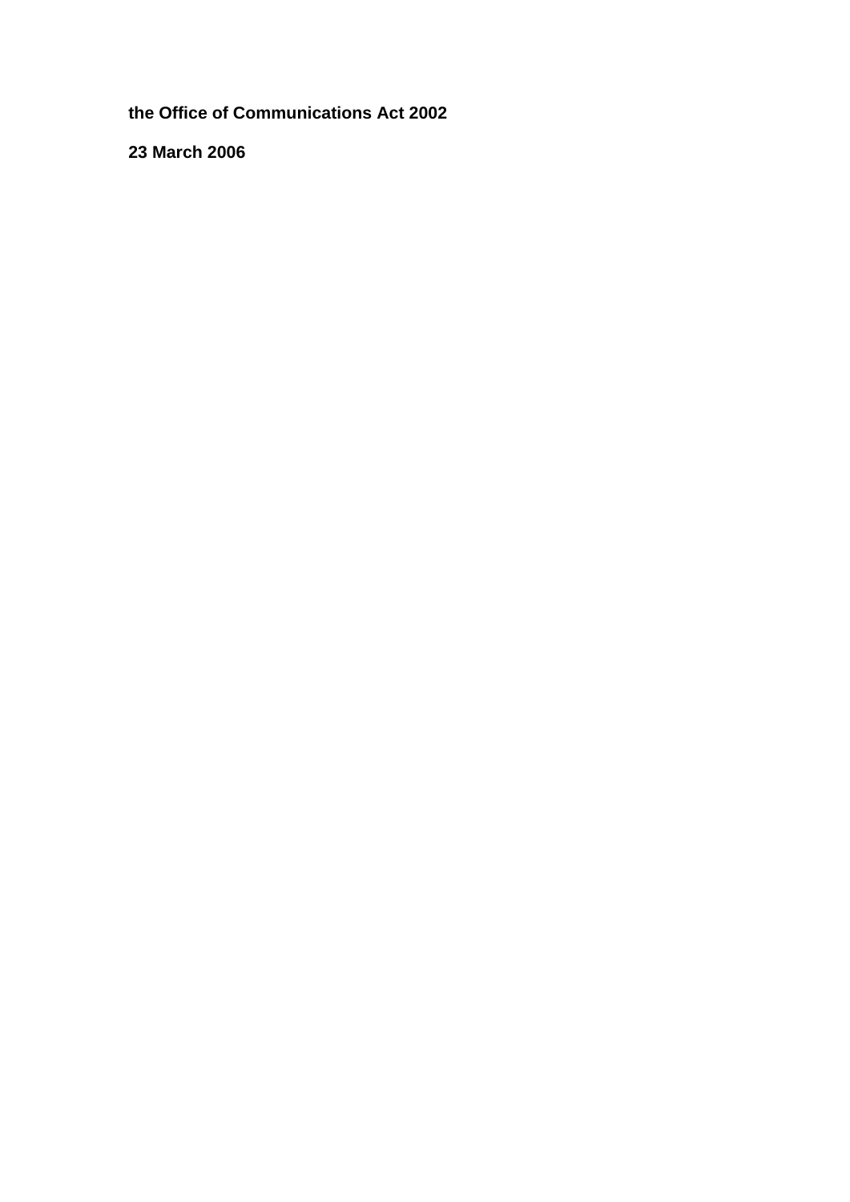**the Office of Communications Act 2002**

**23 March 2006**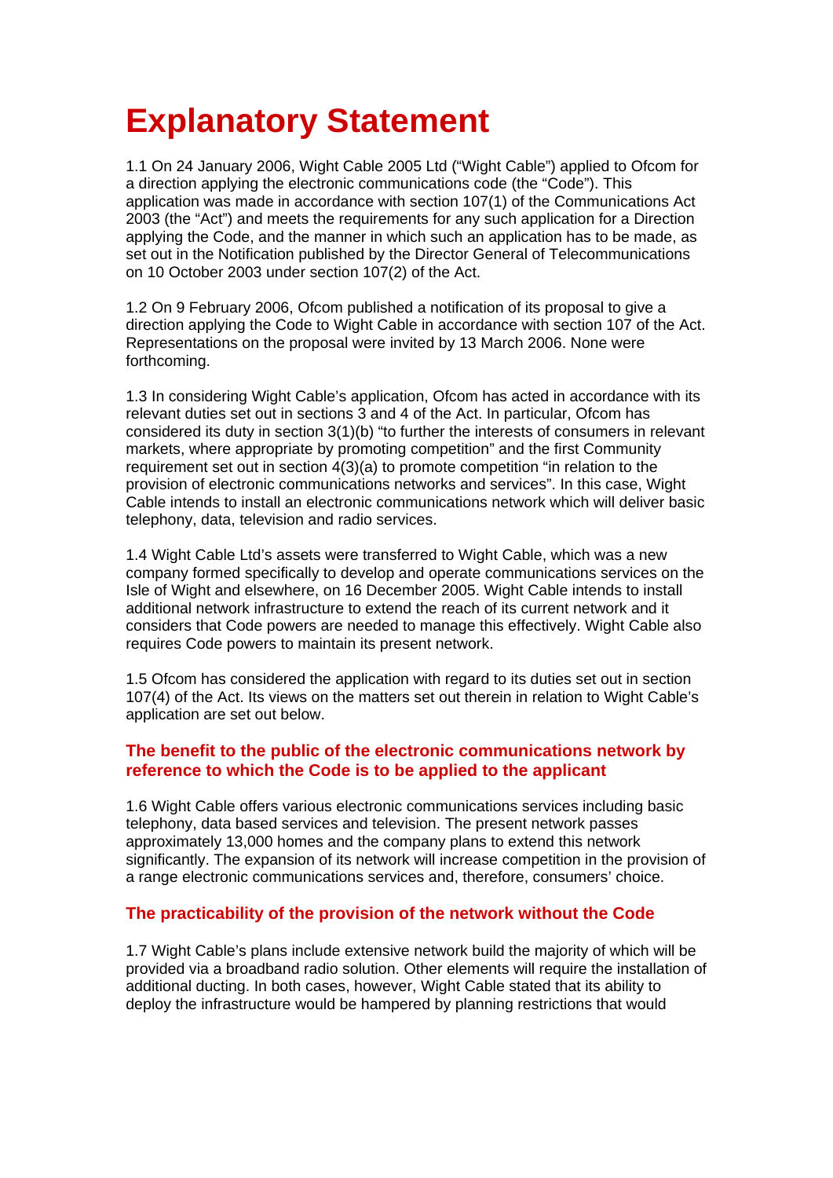# Explanatory Statement

1.1 On 24 January 2006, Wight Cable 2005 Ltd ("Wight Cable") applied to Ofcom for a direction applying the electronic communications code (the "Code"). This application was made in accordance with section 107(1) of the Communications Act 2003 (the "Act") and meets the requirements for any such application for a Direction applying the Code, and the manner in which such an application has to be made, as set out in the Notification published by the Director General of Telecommunications on 10 October 2003 under section 107(2) of the Act.

1.2 On 9 February 2006, Ofcom published a notification of its proposal to give a direction applying the Code to Wight Cable in accordance with section 107 of the Act. Representations on the proposal were invited by 13 March 2006. None were forthcoming.

1.3 In considering Wight Cable's application, Ofcom has acted in accordance with its relevant duties set out in sections 3 and 4 of the Act. In particular, Ofcom has considered its duty in section 3(1)(b) "to further the interests of consumers in relevant markets, where appropriate by promoting competition" and the first Community requirement set out in section 4(3)(a) to promote competition "in relation to the provision of electronic communications networks and services". In this case, Wight Cable intends to install an electronic communications network which will deliver basic telephony, data, television and radio services.

1.4 Wight Cable Ltd's assets were transferred to Wight Cable, which was a new company formed specifically to develop and operate communications services on the Isle of Wight and elsewhere, on 16 December 2005. Wight Cable intends to install additional network infrastructure to extend the reach of its current network and it considers that Code powers are needed to manage this effectively. Wight Cable also requires Code powers to maintain its present network.

1.5 Ofcom has considered the application with regard to its duties set out in section 107(4) of the Act. Its views on the matters set out therein in relation to Wight Cable's application are set out below.

### The benefit to the public of the electronic communications network by reference to which the Code is to be applied to the applicant

1.6 Wight Cable offers various electronic communications services including basic telephony, data based services and television. The present network passes approximately 13,000 homes and the company plans to extend this network significantly. The expansion of its network will increase competition in the provision of a range electronic communications services and, therefore, consumers' choice.

### The practicability of the provision of the network without the Code

1.7 Wight Cable's plans include extensive network build the majority of which will be provided via a broadband radio solution. Other elements will require the installation of additional ducting. In both cases, however, Wight Cable stated that its ability to deploy the infrastructure would be hampered by planning restrictions that would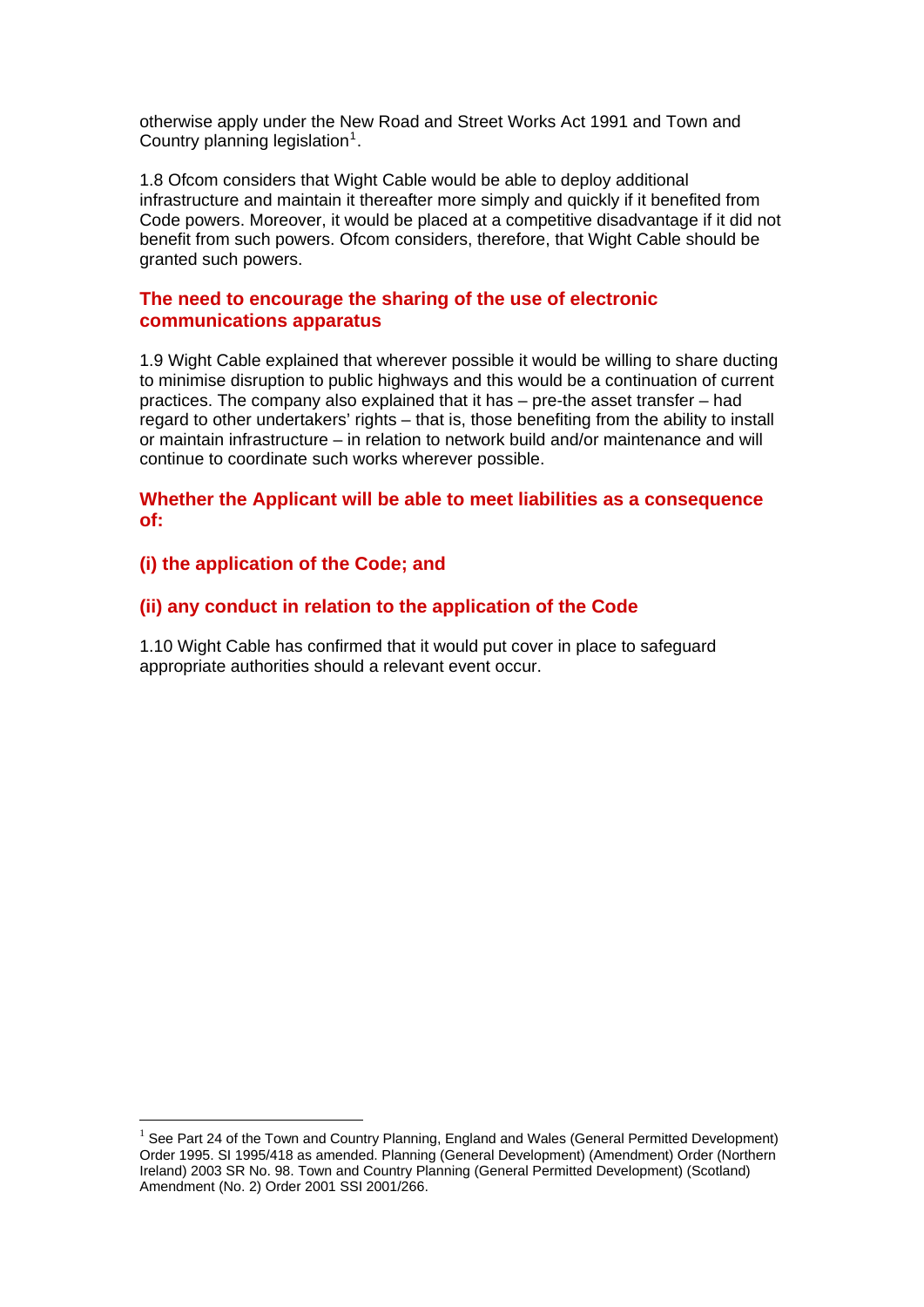otherwise apply under the New Road and Street Works Act 1991 and Town and Country planning legislation[1].

1.8 Ofcom considers that Wight Cable would be able to deploy additional infrastructure and maintain it thereafter more simply and quickly if it benefited from Code powers. Moreover, it would be placed at a competitive disadvantage if it did not benefit from such powers. Ofcom considers, therefore, that Wight Cable should be granted such powers.

## The need to encourage the sharing of the use of electronic communications apparatus

1.9 Wight Cable explained that wherever possible it would be willing to share ducting to minimise disruption to public highways and this would be a continuation of current practices. The company also explained that it has – pre-the asset transfer – had regard to other undertakers' rights – that is, those benefiting from the ability to install or maintain infrastructure – in relation to network build and/or maintenance and will continue to coordinate such works wherever possible.

## Whether the Applicant will be able to meet liabilities as a consequence of:

## (i) the application of the Code; and

## (ii) any conduct in relation to the application of the Code

1.10 Wight Cable has confirmed that it would put cover in place to safeguard appropriate authorities should a relevant event occur.

---

[1] See Part 24 of the Town and Country Planning, England and Wales (General Permitted Development) Order 1995. SI 1995/418 as amended. Planning (General Development) (Amendment) Order (Northern Ireland) 2003 SR No. 98. Town and Country Planning (General Permitted Development) (Scotland) Amendment (No. 2) Order 2001 SSI 2001/266.